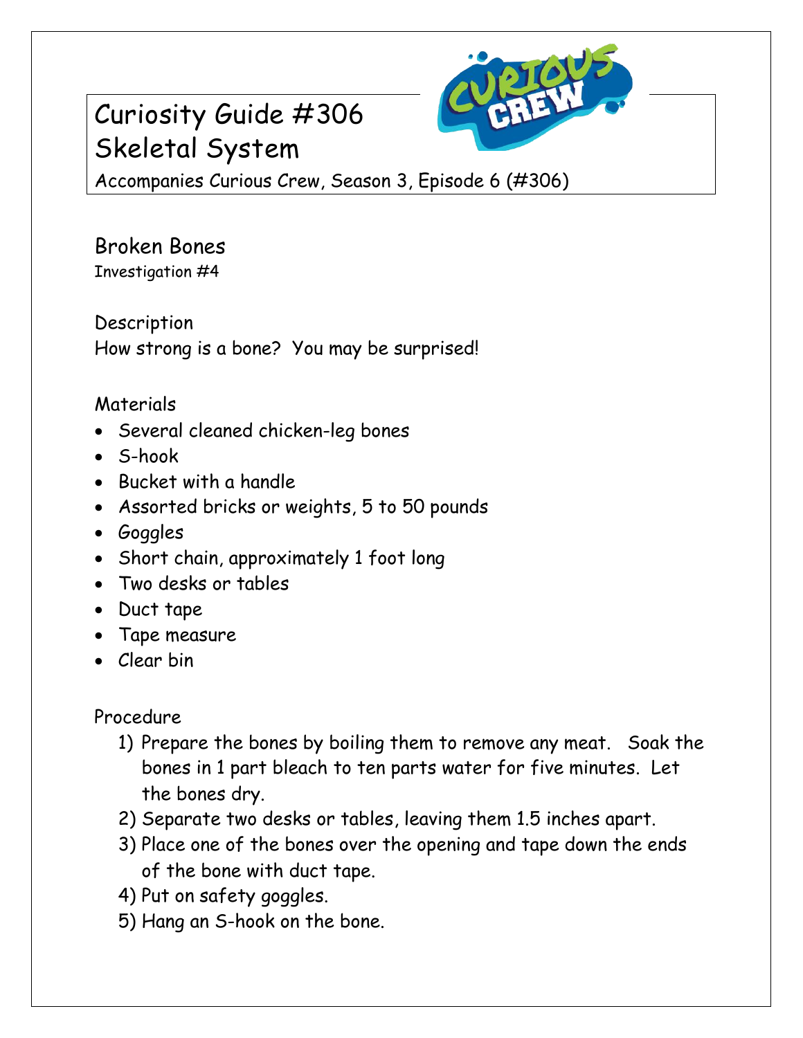# Curiosity Guide #306
# Skeletal System

Accompanies Curious Crew, Season 3, Episode 6 (#306)

## Broken Bones

Investigation #4

### Description

How strong is a bone? You may be surprised!

### Materials

- Several cleaned chicken-leg bones
- S-hook
- Bucket with a handle
- Assorted bricks or weights, 5 to 50 pounds
- Goggles
- Short chain, approximately 1 foot long
- Two desks or tables
- Duct tape
- Tape measure
- Clear bin

### Procedure

1) Prepare the bones by boiling them to remove any meat. Soak the bones in 1 part bleach to ten parts water for five minutes. Let the bones dry.
2) Separate two desks or tables, leaving them 1.5 inches apart.
3) Place one of the bones over the opening and tape down the ends of the bone with duct tape.
4) Put on safety goggles.
5) Hang an S-hook on the bone.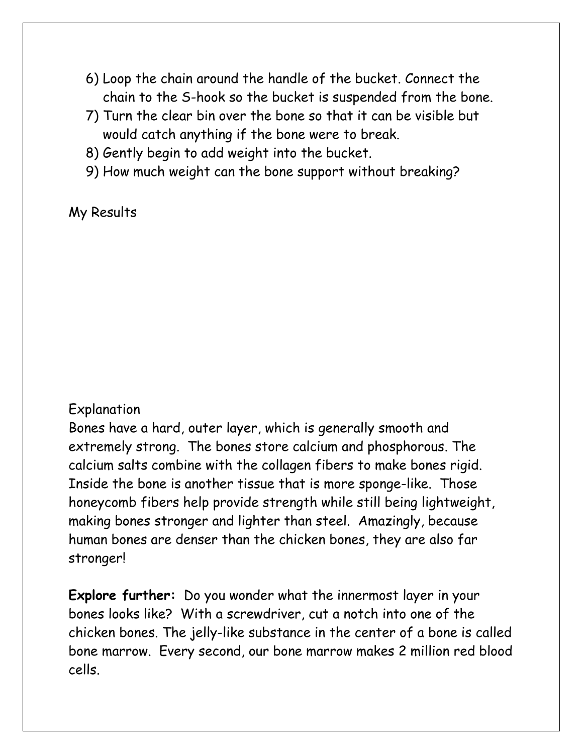6) Loop the chain around the handle of the bucket. Connect the chain to the S-hook so the bucket is suspended from the bone.
7) Turn the clear bin over the bone so that it can be visible but would catch anything if the bone were to break.
8) Gently begin to add weight into the bucket.
9) How much weight can the bone support without breaking?

My Results

Explanation

Bones have a hard, outer layer, which is generally smooth and extremely strong. The bones store calcium and phosphorous. The calcium salts combine with the collagen fibers to make bones rigid. Inside the bone is another tissue that is more sponge-like. Those honeycomb fibers help provide strength while still being lightweight, making bones stronger and lighter than steel. Amazingly, because human bones are denser than the chicken bones, they are also far stronger!

**Explore further:** Do you wonder what the innermost layer in your bones looks like? With a screwdriver, cut a notch into one of the chicken bones. The jelly-like substance in the center of a bone is called bone marrow. Every second, our bone marrow makes 2 million red blood cells.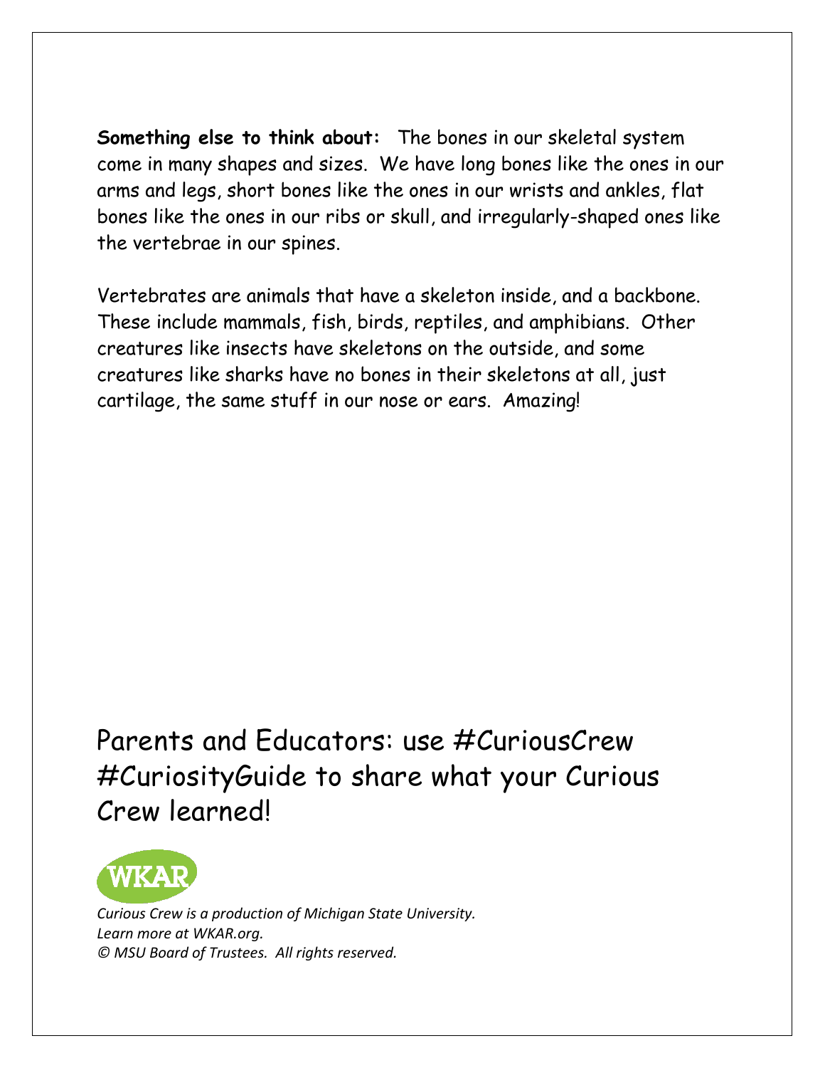**Something else to think about:** The bones in our skeletal system come in many shapes and sizes. We have long bones like the ones in our arms and legs, short bones like the ones in our wrists and ankles, flat bones like the ones in our ribs or skull, and irregularly-shaped ones like the vertebrae in our spines.

Vertebrates are animals that have a skeleton inside, and a backbone. These include mammals, fish, birds, reptiles, and amphibians. Other creatures like insects have skeletons on the outside, and some creatures like sharks have no bones in their skeletons at all, just cartilage, the same stuff in our nose or ears. Amazing!

Parents and Educators: use #CuriousCrew #CuriosityGuide to share what your Curious Crew learned!

WKAR

*Curious Crew is a production of Michigan State University.*
*Learn more at WKAR.org.*
*© MSU Board of Trustees. All rights reserved.*